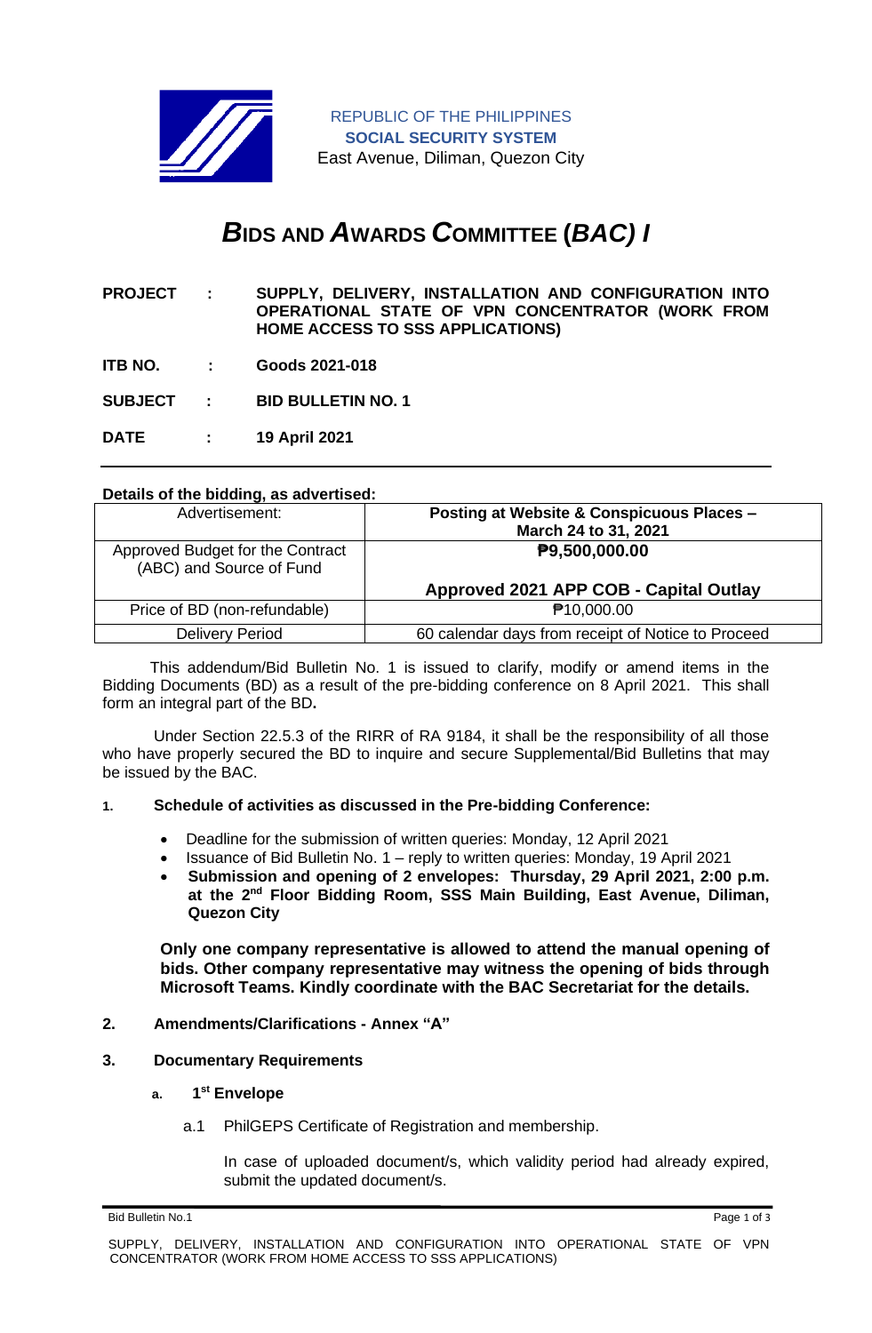REPUBLIC OF THE PHILIPPINES
**SOCIAL SECURITY SYSTEM**
East Avenue, Diliman, Quezon City

# ***B*IDS AND *A*WARDS *C*OMMITTEE (*BAC) I***

**PROJECT : SUPPLY, DELIVERY, INSTALLATION AND CONFIGURATION INTO OPERATIONAL STATE OF VPN CONCENTRATOR (WORK FROM HOME ACCESS TO SSS APPLICATIONS)**

**ITB NO. : Goods 2021-018**

**SUBJECT : BID BULLETIN NO. 1**

**DATE : 19 April 2021**

**Details of the bidding, as advertised:**

| Advertisement: | **Posting at Website & Conspicuous Places – March 24 to 31, 2021** |
|---|---|
| Approved Budget for the Contract (ABC) and Source of Fund | **₱9,500,000.00**<br><br>**Approved 2021 APP COB - Capital Outlay** |
| Price of BD (non-refundable) | ₱10,000.00 |
| Delivery Period | 60 calendar days from receipt of Notice to Proceed |

This addendum/Bid Bulletin No. 1 is issued to clarify, modify or amend items in the Bidding Documents (BD) as a result of the pre-bidding conference on 8 April 2021. This shall form an integral part of the BD**.**

Under Section 22.5.3 of the RIRR of RA 9184, it shall be the responsibility of all those who have properly secured the BD to inquire and secure Supplemental/Bid Bulletins that may be issued by the BAC.

1. **Schedule of activities as discussed in the Pre-bidding Conference:**

   - Deadline for the submission of written queries: Monday, 12 April 2021
   - Issuance of Bid Bulletin No. 1 – reply to written queries: Monday, 19 April 2021
   - **Submission and opening of 2 envelopes: Thursday, 29 April 2021, 2:00 p.m. at the 2nd Floor Bidding Room, SSS Main Building, East Avenue, Diliman, Quezon City**

   **Only one company representative is allowed to attend the manual opening of bids. Other company representative may witness the opening of bids through Microsoft Teams. Kindly coordinate with the BAC Secretariat for the details.**

2. **Amendments/Clarifications - Annex "A"**

3. **Documentary Requirements**

   a. **1st Envelope**

      a.1 PhilGEPS Certificate of Registration and membership.

      In case of uploaded document/s, which validity period had already expired, submit the updated document/s.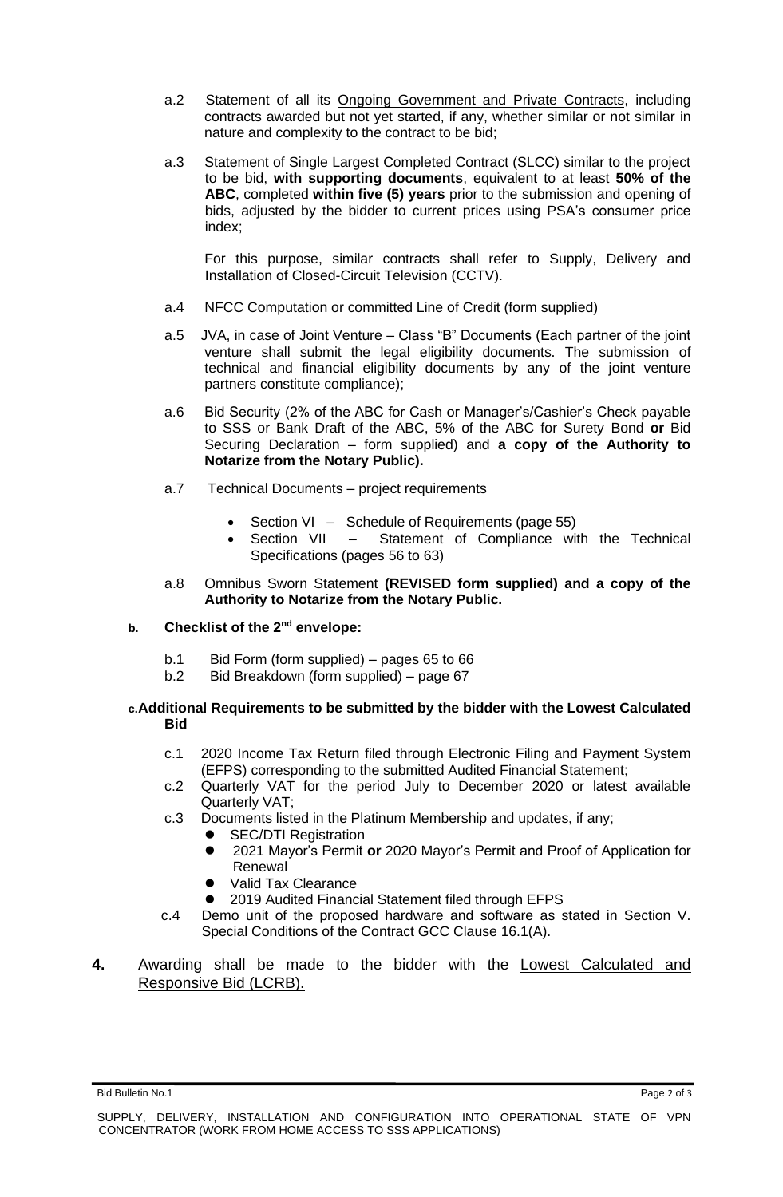a.2 Statement of all its Ongoing Government and Private Contracts, including contracts awarded but not yet started, if any, whether similar or not similar in nature and complexity to the contract to be bid;

a.3 Statement of Single Largest Completed Contract (SLCC) similar to the project to be bid, **with supporting documents**, equivalent to at least **50% of the ABC**, completed **within five (5) years** prior to the submission and opening of bids, adjusted by the bidder to current prices using PSA's consumer price index;

For this purpose, similar contracts shall refer to Supply, Delivery and Installation of Closed-Circuit Television (CCTV).

a.4 NFCC Computation or committed Line of Credit (form supplied)

a.5 JVA, in case of Joint Venture – Class "B" Documents (Each partner of the joint venture shall submit the legal eligibility documents. The submission of technical and financial eligibility documents by any of the joint venture partners constitute compliance);

a.6 Bid Security (2% of the ABC for Cash or Manager's/Cashier's Check payable to SSS or Bank Draft of the ABC, 5% of the ABC for Surety Bond **or** Bid Securing Declaration – form supplied) and **a copy of the Authority to Notarize from the Notary Public).**

a.7 Technical Documents – project requirements

- Section VI – Schedule of Requirements (page 55)
- Section VII – Statement of Compliance with the Technical Specifications (pages 56 to 63)

a.8 Omnibus Sworn Statement **(REVISED form supplied) and a copy of the Authority to Notarize from the Notary Public.**

**b. Checklist of the 2nd envelope:**

b.1 Bid Form (form supplied) – pages 65 to 66
b.2 Bid Breakdown (form supplied) – page 67

**c. Additional Requirements to be submitted by the bidder with the Lowest Calculated Bid**

c.1 2020 Income Tax Return filed through Electronic Filing and Payment System (EFPS) corresponding to the submitted Audited Financial Statement;
c.2 Quarterly VAT for the period July to December 2020 or latest available Quarterly VAT;
c.3 Documents listed in the Platinum Membership and updates, if any;

- SEC/DTI Registration
- 2021 Mayor's Permit **or** 2020 Mayor's Permit and Proof of Application for Renewal
- Valid Tax Clearance
- 2019 Audited Financial Statement filed through EFPS

c.4 Demo unit of the proposed hardware and software as stated in Section V. Special Conditions of the Contract GCC Clause 16.1(A).

**4.** Awarding shall be made to the bidder with the Lowest Calculated and Responsive Bid (LCRB).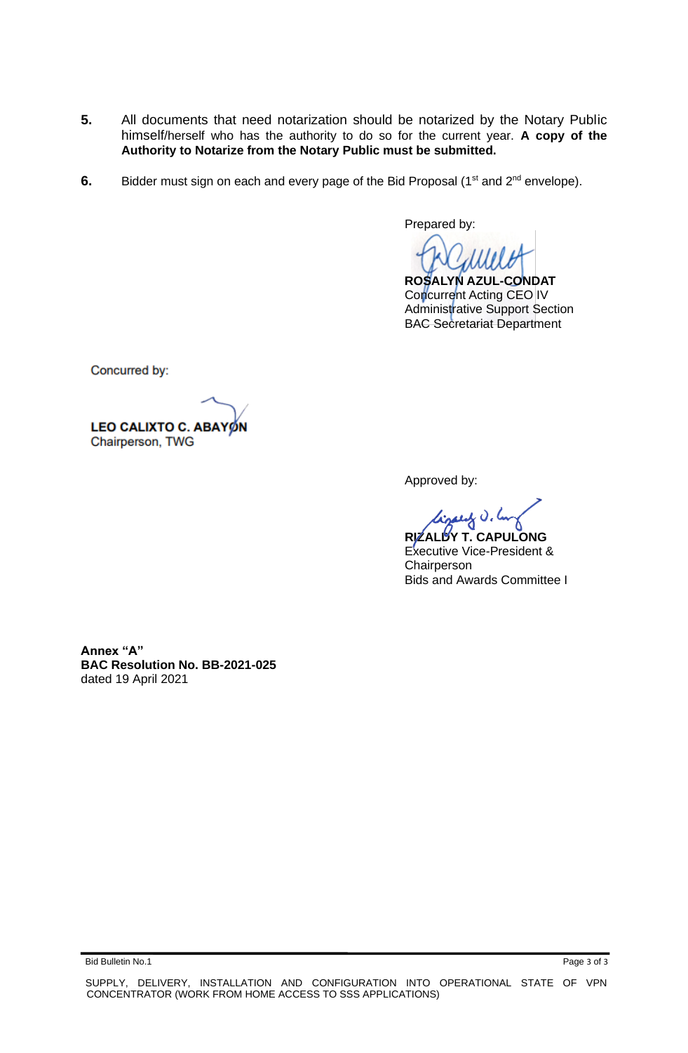5. All documents that need notarization should be notarized by the Notary Public himself/herself who has the authority to do so for the current year. **A copy of the Authority to Notarize from the Notary Public must be submitted.**

6. Bidder must sign on each and every page of the Bid Proposal (1st and 2nd envelope).

Prepared by:

**ROSALYN AZUL-CONDAT**
Concurrent Acting CEO IV
Administrative Support Section
BAC Secretariat Department

Concurred by:

**LEO CALIXTO C. ABAYON**
Chairperson, TWG

Approved by:

**RIZALDY T. CAPULONG**
Executive Vice-President &
Chairperson
Bids and Awards Committee I

**Annex "A"**
**BAC Resolution No. BB-2021-025**
dated 19 April 2021